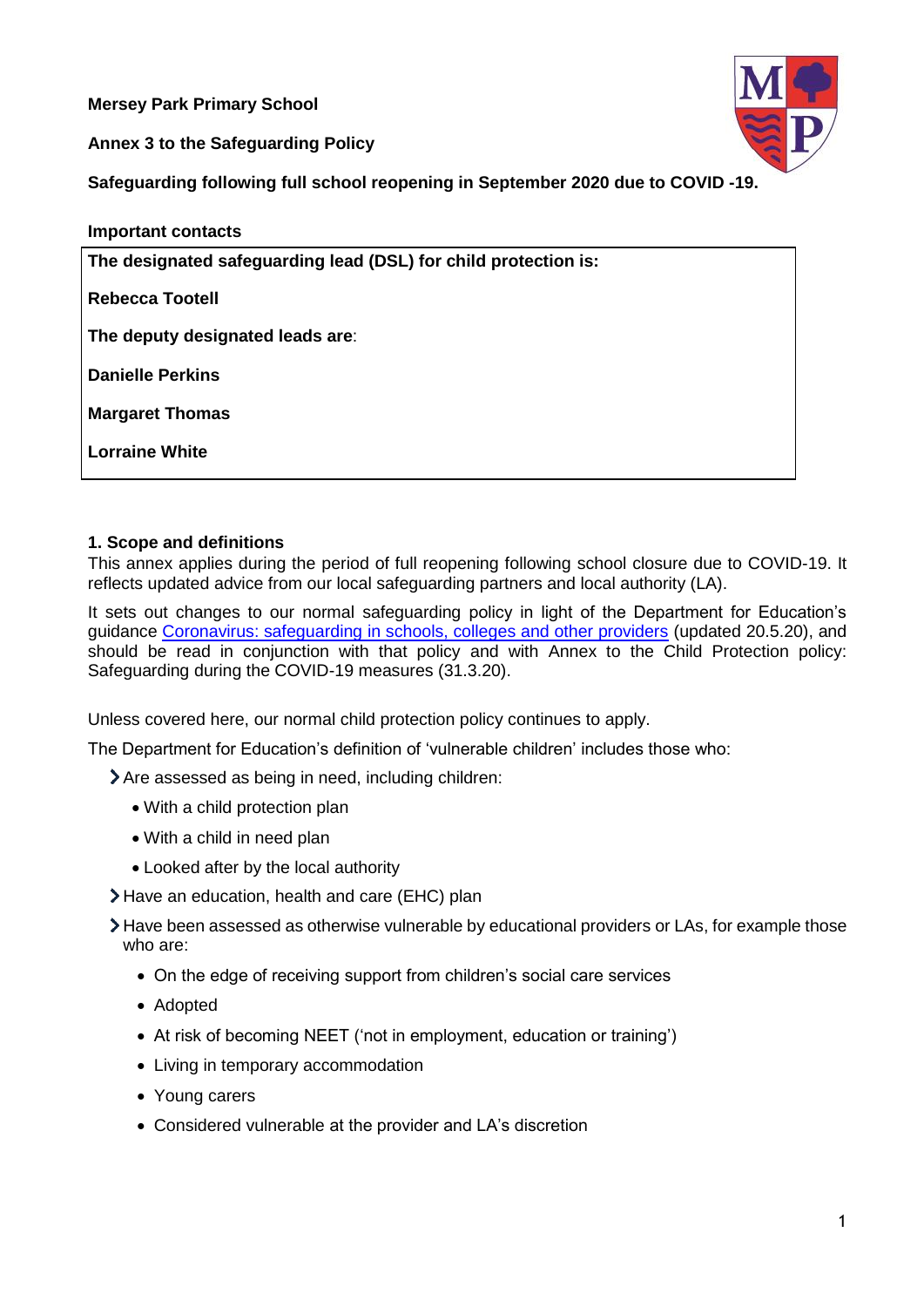**Mersey Park Primary School**

**Annex 3 to the Safeguarding Policy**

**Safeguarding following full school reopening in September 2020 due to COVID -19.**

**Important contacts**

| **The designated safeguarding lead (DSL) for child protection is:** |
|---|
| **Rebecca Tootell** |
| **The deputy designated leads are**: |
| **Danielle Perkins** |
| **Margaret Thomas** |
| **Lorraine White** |

## 1. Scope and definitions

This annex applies during the period of full reopening following school closure due to COVID-19. It reflects updated advice from our local safeguarding partners and local authority (LA).

It sets out changes to our normal safeguarding policy in light of the Department for Education's guidance [Coronavirus: safeguarding in schools, colleges and other providers](#) (updated 20.5.20), and should be read in conjunction with that policy and with Annex to the Child Protection policy: Safeguarding during the COVID-19 measures (31.3.20).

Unless covered here, our normal child protection policy continues to apply.

The Department for Education's definition of 'vulnerable children' includes those who:

- Are assessed as being in need, including children:
  - With a child protection plan
  - With a child in need plan
  - Looked after by the local authority
- Have an education, health and care (EHC) plan
- Have been assessed as otherwise vulnerable by educational providers or LAs, for example those who are:
  - On the edge of receiving support from children's social care services
  - Adopted
  - At risk of becoming NEET ('not in employment, education or training')
  - Living in temporary accommodation
  - Young carers
  - Considered vulnerable at the provider and LA's discretion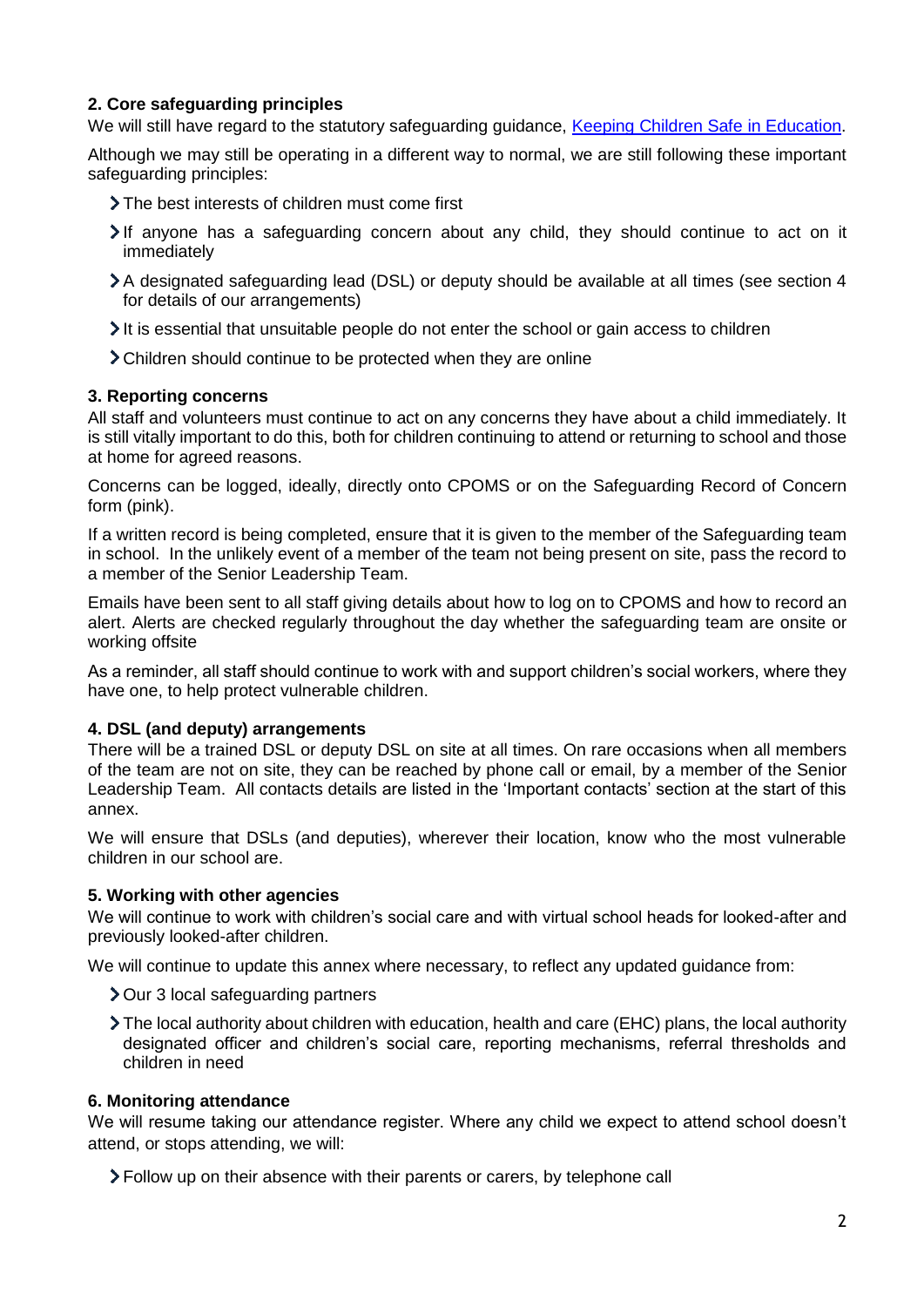## 2. Core safeguarding principles

We will still have regard to the statutory safeguarding guidance, [Keeping Children Safe in Education](#).

Although we may still be operating in a different way to normal, we are still following these important safeguarding principles:

- The best interests of children must come first
- If anyone has a safeguarding concern about any child, they should continue to act on it immediately
- A designated safeguarding lead (DSL) or deputy should be available at all times (see section 4 for details of our arrangements)
- It is essential that unsuitable people do not enter the school or gain access to children
- Children should continue to be protected when they are online

## 3. Reporting concerns

All staff and volunteers must continue to act on any concerns they have about a child immediately. It is still vitally important to do this, both for children continuing to attend or returning to school and those at home for agreed reasons.

Concerns can be logged, ideally, directly onto CPOMS or on the Safeguarding Record of Concern form (pink).

If a written record is being completed, ensure that it is given to the member of the Safeguarding team in school. In the unlikely event of a member of the team not being present on site, pass the record to a member of the Senior Leadership Team.

Emails have been sent to all staff giving details about how to log on to CPOMS and how to record an alert. Alerts are checked regularly throughout the day whether the safeguarding team are onsite or working offsite

As a reminder, all staff should continue to work with and support children's social workers, where they have one, to help protect vulnerable children.

## 4. DSL (and deputy) arrangements

There will be a trained DSL or deputy DSL on site at all times. On rare occasions when all members of the team are not on site, they can be reached by phone call or email, by a member of the Senior Leadership Team. All contacts details are listed in the 'Important contacts' section at the start of this annex.

We will ensure that DSLs (and deputies), wherever their location, know who the most vulnerable children in our school are.

## 5. Working with other agencies

We will continue to work with children's social care and with virtual school heads for looked-after and previously looked-after children.

We will continue to update this annex where necessary, to reflect any updated guidance from:

- Our 3 local safeguarding partners
- The local authority about children with education, health and care (EHC) plans, the local authority designated officer and children's social care, reporting mechanisms, referral thresholds and children in need

## 6. Monitoring attendance

We will resume taking our attendance register. Where any child we expect to attend school doesn't attend, or stops attending, we will:

- Follow up on their absence with their parents or carers, by telephone call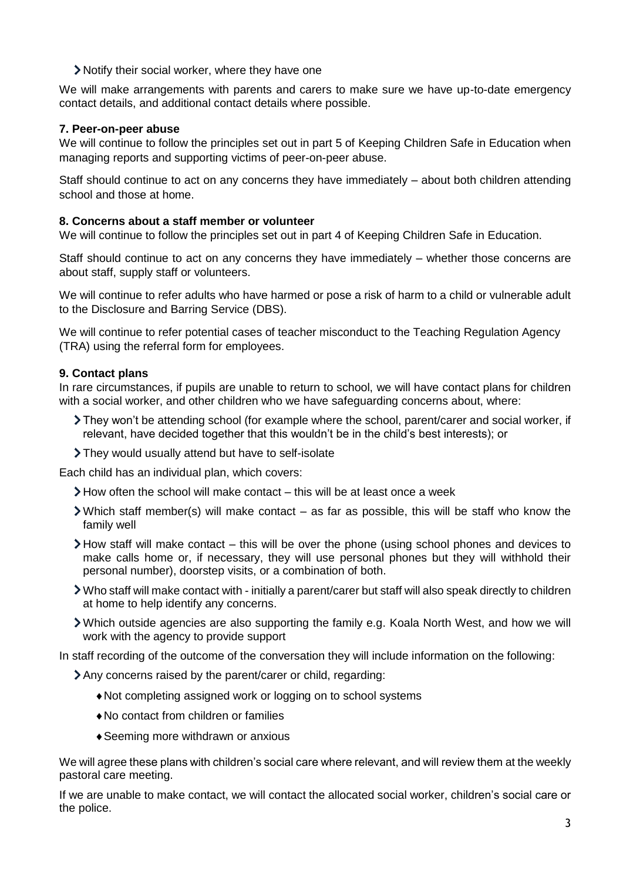- Notify their social worker, where they have one

We will make arrangements with parents and carers to make sure we have up-to-date emergency contact details, and additional contact details where possible.

### 7. Peer-on-peer abuse

We will continue to follow the principles set out in part 5 of Keeping Children Safe in Education when managing reports and supporting victims of peer-on-peer abuse.

Staff should continue to act on any concerns they have immediately – about both children attending school and those at home.

### 8. Concerns about a staff member or volunteer

We will continue to follow the principles set out in part 4 of Keeping Children Safe in Education.

Staff should continue to act on any concerns they have immediately – whether those concerns are about staff, supply staff or volunteers.

We will continue to refer adults who have harmed or pose a risk of harm to a child or vulnerable adult to the Disclosure and Barring Service (DBS).

We will continue to refer potential cases of teacher misconduct to the Teaching Regulation Agency (TRA) using the referral form for employees.

### 9. Contact plans

In rare circumstances, if pupils are unable to return to school, we will have contact plans for children with a social worker, and other children who we have safeguarding concerns about, where:

- They won't be attending school (for example where the school, parent/carer and social worker, if relevant, have decided together that this wouldn't be in the child's best interests); or
- They would usually attend but have to self-isolate

Each child has an individual plan, which covers:

- How often the school will make contact – this will be at least once a week
- Which staff member(s) will make contact – as far as possible, this will be staff who know the family well
- How staff will make contact – this will be over the phone (using school phones and devices to make calls home or, if necessary, they will use personal phones but they will withhold their personal number), doorstep visits, or a combination of both.
- Who staff will make contact with - initially a parent/carer but staff will also speak directly to children at home to help identify any concerns.
- Which outside agencies are also supporting the family e.g. Koala North West, and how we will work with the agency to provide support

In staff recording of the outcome of the conversation they will include information on the following:

- Any concerns raised by the parent/carer or child, regarding:
  - Not completing assigned work or logging on to school systems
  - No contact from children or families
  - Seeming more withdrawn or anxious

We will agree these plans with children's social care where relevant, and will review them at the weekly pastoral care meeting.

If we are unable to make contact, we will contact the allocated social worker, children's social care or the police.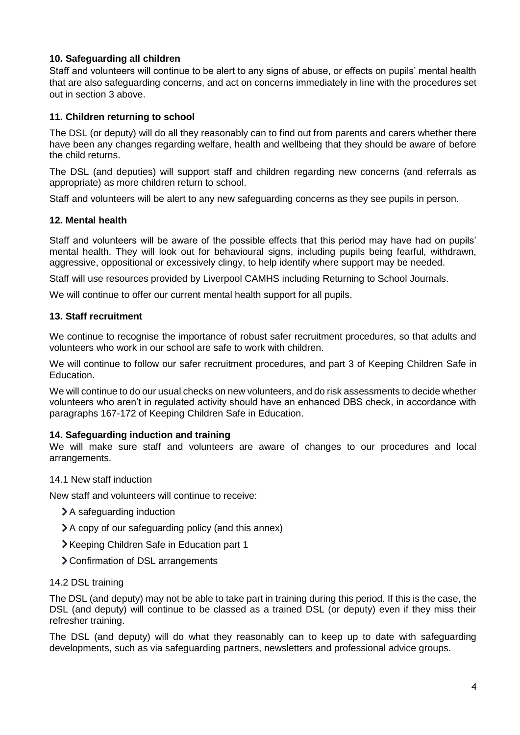## 10. Safeguarding all children

Staff and volunteers will continue to be alert to any signs of abuse, or effects on pupils' mental health that are also safeguarding concerns, and act on concerns immediately in line with the procedures set out in section 3 above.

## 11. Children returning to school

The DSL (or deputy) will do all they reasonably can to find out from parents and carers whether there have been any changes regarding welfare, health and wellbeing that they should be aware of before the child returns.

The DSL (and deputies) will support staff and children regarding new concerns (and referrals as appropriate) as more children return to school.

Staff and volunteers will be alert to any new safeguarding concerns as they see pupils in person.

## 12. Mental health

Staff and volunteers will be aware of the possible effects that this period may have had on pupils' mental health. They will look out for behavioural signs, including pupils being fearful, withdrawn, aggressive, oppositional or excessively clingy, to help identify where support may be needed.

Staff will use resources provided by Liverpool CAMHS including Returning to School Journals.

We will continue to offer our current mental health support for all pupils.

## 13. Staff recruitment

We continue to recognise the importance of robust safer recruitment procedures, so that adults and volunteers who work in our school are safe to work with children.

We will continue to follow our safer recruitment procedures, and part 3 of Keeping Children Safe in Education.

We will continue to do our usual checks on new volunteers, and do risk assessments to decide whether volunteers who aren't in regulated activity should have an enhanced DBS check, in accordance with paragraphs 167-172 of Keeping Children Safe in Education.

## 14. Safeguarding induction and training

We will make sure staff and volunteers are aware of changes to our procedures and local arrangements.

### 14.1 New staff induction

New staff and volunteers will continue to receive:

- A safeguarding induction
- A copy of our safeguarding policy (and this annex)
- Keeping Children Safe in Education part 1
- Confirmation of DSL arrangements

### 14.2 DSL training

The DSL (and deputy) may not be able to take part in training during this period. If this is the case, the DSL (and deputy) will continue to be classed as a trained DSL (or deputy) even if they miss their refresher training.

The DSL (and deputy) will do what they reasonably can to keep up to date with safeguarding developments, such as via safeguarding partners, newsletters and professional advice groups.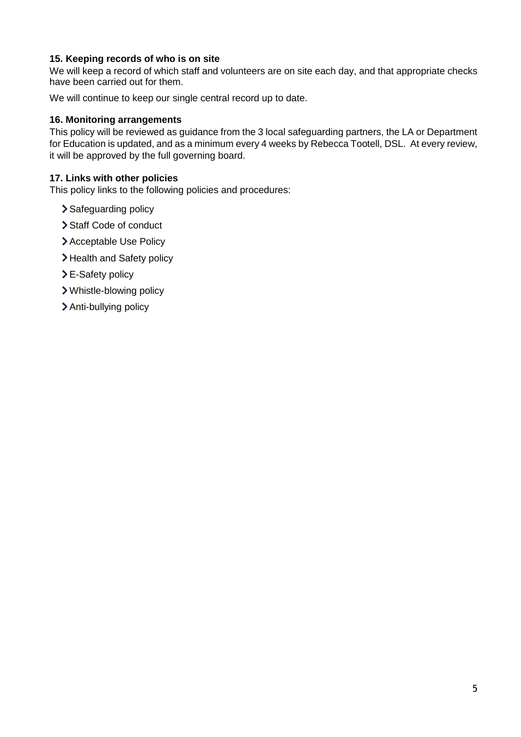### 15. Keeping records of who is on site

We will keep a record of which staff and volunteers are on site each day, and that appropriate checks have been carried out for them.

We will continue to keep our single central record up to date.

### 16. Monitoring arrangements

This policy will be reviewed as guidance from the 3 local safeguarding partners, the LA or Department for Education is updated, and as a minimum every 4 weeks by Rebecca Tootell, DSL. At every review, it will be approved by the full governing board.

### 17. Links with other policies

This policy links to the following policies and procedures:

- Safeguarding policy
- Staff Code of conduct
- Acceptable Use Policy
- Health and Safety policy
- E-Safety policy
- Whistle-blowing policy
- Anti-bullying policy